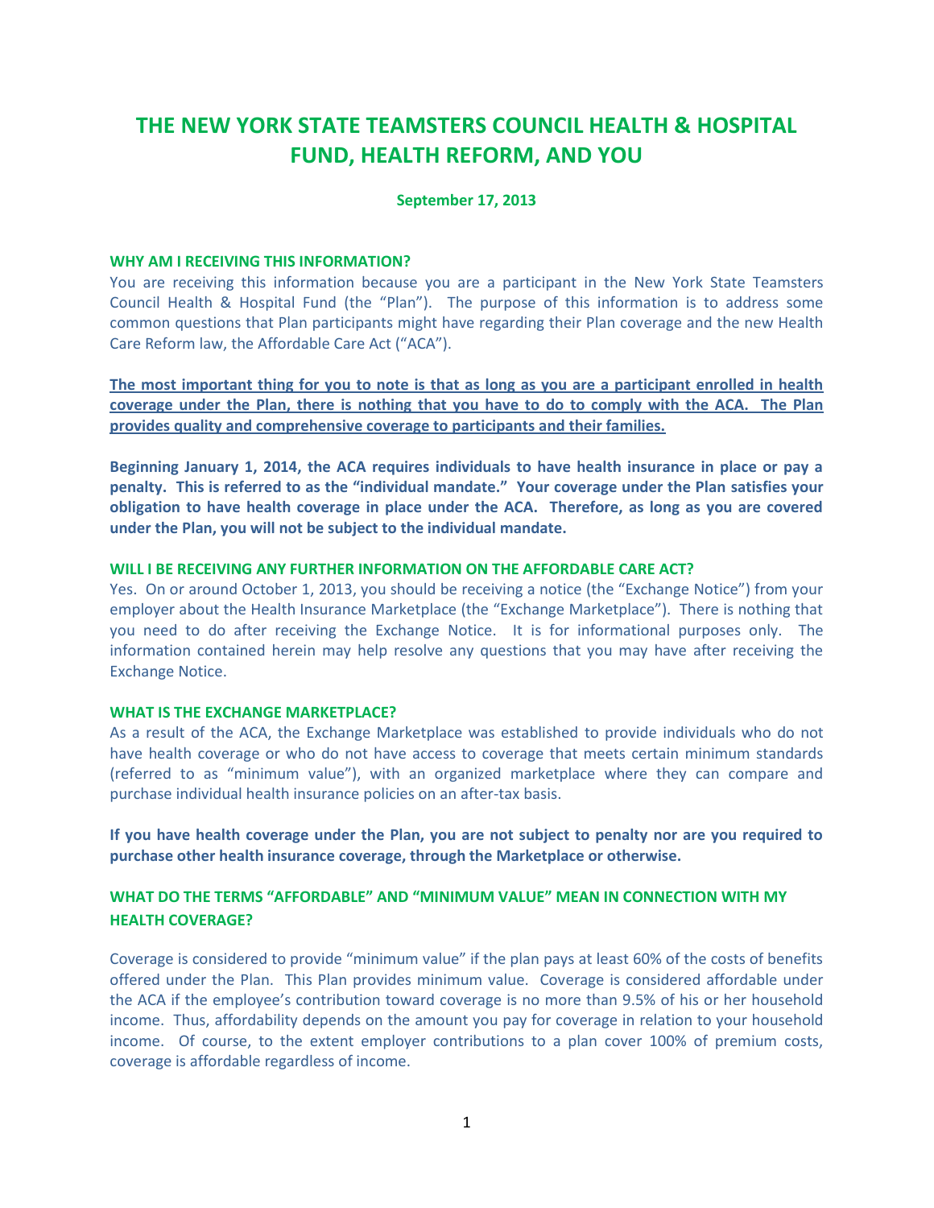# THE NEW YORK STATE TEAMSTERS COUNCIL HEALTH & HOSPITAL FUND, HEALTH REFORM, AND YOU

**September 17, 2013**

### WHY AM I RECEIVING THIS INFORMATION?

You are receiving this information because you are a participant in the New York State Teamsters Council Health & Hospital Fund (the "Plan"). The purpose of this information is to address some common questions that Plan participants might have regarding their Plan coverage and the new Health Care Reform law, the Affordable Care Act ("ACA").

**<u>The most important thing for you to note is that as long as you are a participant enrolled in health coverage under the Plan, there is nothing that you have to do to comply with the ACA. The Plan provides quality and comprehensive coverage to participants and their families.</u>**

**Beginning January 1, 2014, the ACA requires individuals to have health insurance in place or pay a penalty. This is referred to as the "individual mandate." Your coverage under the Plan satisfies your obligation to have health coverage in place under the ACA. Therefore, as long as you are covered under the Plan, you will not be subject to the individual mandate.**

### WILL I BE RECEIVING ANY FURTHER INFORMATION ON THE AFFORDABLE CARE ACT?

Yes. On or around October 1, 2013, you should be receiving a notice (the "Exchange Notice") from your employer about the Health Insurance Marketplace (the "Exchange Marketplace"). There is nothing that you need to do after receiving the Exchange Notice. It is for informational purposes only. The information contained herein may help resolve any questions that you may have after receiving the Exchange Notice.

### WHAT IS THE EXCHANGE MARKETPLACE?

As a result of the ACA, the Exchange Marketplace was established to provide individuals who do not have health coverage or who do not have access to coverage that meets certain minimum standards (referred to as "minimum value"), with an organized marketplace where they can compare and purchase individual health insurance policies on an after-tax basis.

**If you have health coverage under the Plan, you are not subject to penalty nor are you required to purchase other health insurance coverage, through the Marketplace or otherwise.**

### WHAT DO THE TERMS "AFFORDABLE" AND "MINIMUM VALUE" MEAN IN CONNECTION WITH MY HEALTH COVERAGE?

Coverage is considered to provide "minimum value" if the plan pays at least 60% of the costs of benefits offered under the Plan. This Plan provides minimum value. Coverage is considered affordable under the ACA if the employee's contribution toward coverage is no more than 9.5% of his or her household income. Thus, affordability depends on the amount you pay for coverage in relation to your household income. Of course, to the extent employer contributions to a plan cover 100% of premium costs, coverage is affordable regardless of income.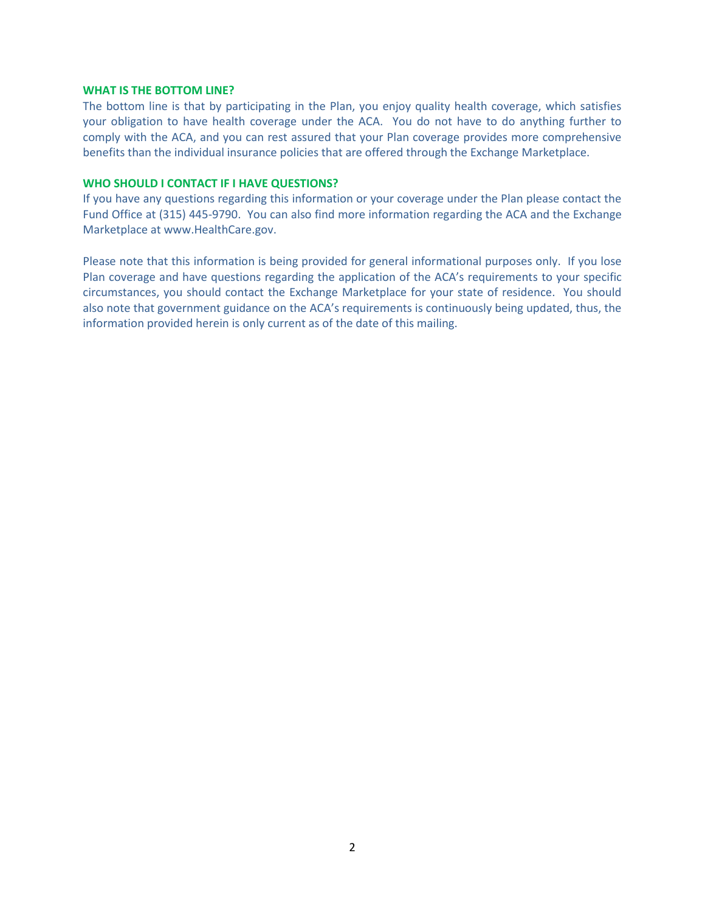### WHAT IS THE BOTTOM LINE?

The bottom line is that by participating in the Plan, you enjoy quality health coverage, which satisfies your obligation to have health coverage under the ACA. You do not have to do anything further to comply with the ACA, and you can rest assured that your Plan coverage provides more comprehensive benefits than the individual insurance policies that are offered through the Exchange Marketplace.

### WHO SHOULD I CONTACT IF I HAVE QUESTIONS?

If you have any questions regarding this information or your coverage under the Plan please contact the Fund Office at (315) 445-9790. You can also find more information regarding the ACA and the Exchange Marketplace at www.HealthCare.gov.

Please note that this information is being provided for general informational purposes only. If you lose Plan coverage and have questions regarding the application of the ACA's requirements to your specific circumstances, you should contact the Exchange Marketplace for your state of residence. You should also note that government guidance on the ACA's requirements is continuously being updated, thus, the information provided herein is only current as of the date of this mailing.